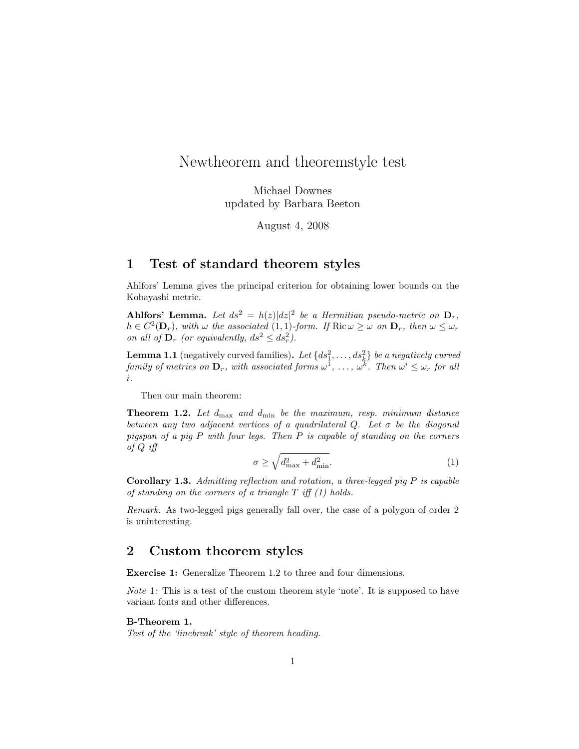# Newtheorem and theoremstyle test

Michael Downes
updated by Barbara Beeton

August 4, 2008

## 1 Test of standard theorem styles

Ahlfors' Lemma gives the principal criterion for obtaining lower bounds on the Kobayashi metric.

**Ahlfors' Lemma.** *Let $ds^2 = h(z)|dz|^2$ be a Hermitian pseudo-metric on $\mathbf{D}_r$, $h \in C^2(\mathbf{D}_r)$, with $\omega$ the associated $(1,1)$-form. If $\operatorname{Ric}\omega \geq \omega$ on $\mathbf{D}_r$, then $\omega \leq \omega_r$ on all of $\mathbf{D}_r$ (or equivalently, $ds^2 \leq ds_r^2$).*

**Lemma 1.1** (negatively curved families)**.** *Let $\{ds_1^2, \dots, ds_k^2\}$ be a negatively curved family of metrics on $\mathbf{D}_r$, with associated forms $\omega^1$, ..., $\omega^k$. Then $\omega^i \leq \omega_r$ for all $i$.*

Then our main theorem:

**Theorem 1.2.** *Let $d_{\max}$ and $d_{\min}$ be the maximum, resp. minimum distance between any two adjacent vertices of a quadrilateral $Q$. Let $\sigma$ be the diagonal pigspan of a pig $P$ with four legs. Then $P$ is capable of standing on the corners of $Q$ iff*

$$\sigma \geq \sqrt{d_{\max}^2 + d_{\min}^2}. \tag{1}$$

**Corollary 1.3.** *Admitting reflection and rotation, a three-legged pig $P$ is capable of standing on the corners of a triangle $T$ iff (1) holds.*

*Remark.* As two-legged pigs generally fall over, the case of a polygon of order 2 is uninteresting.

## 2 Custom theorem styles

**Exercise 1:** Generalize Theorem 1.2 to three and four dimensions.

*Note* 1*:* This is a test of the custom theorem style 'note'. It is supposed to have variant fonts and other differences.

**B-Theorem 1.**
*Test of the 'linebreak' style of theorem heading.*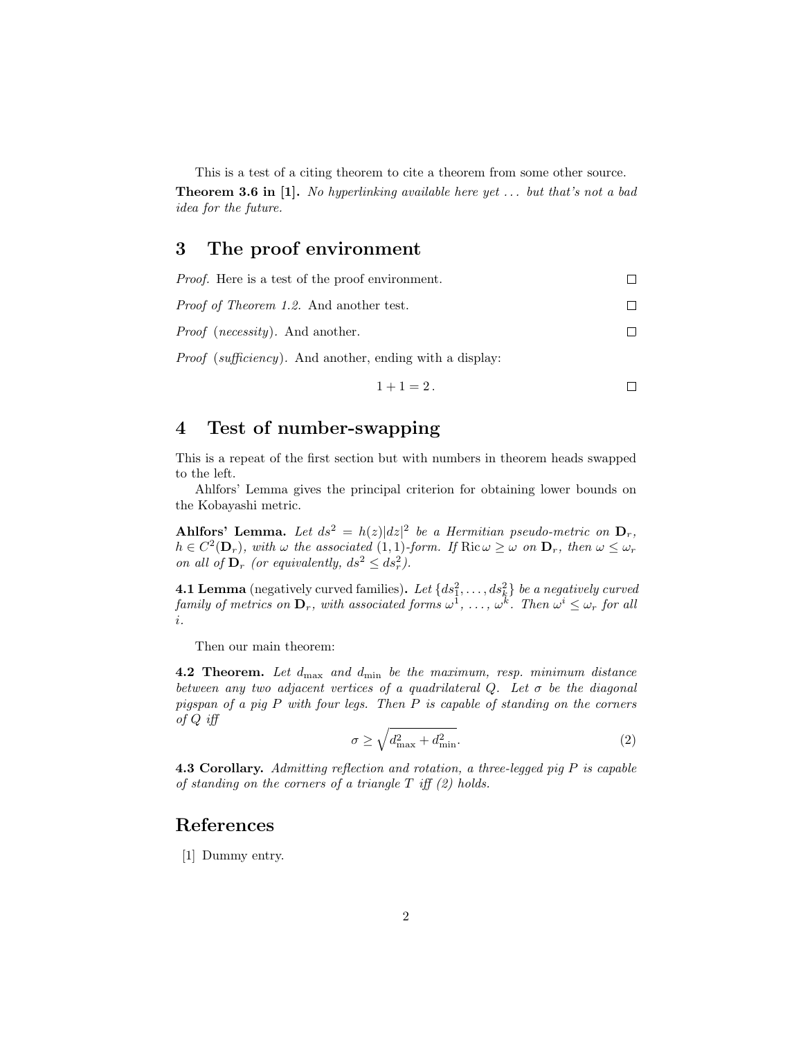This is a test of a citing theorem to cite a theorem from some other source.

**Theorem 3.6 in [1].** *No hyperlinking available here yet … but that's not a bad idea for the future.*

## 3 The proof environment

*Proof.* Here is a test of the proof environment. □

*Proof of Theorem 1.2.* And another test. □

*Proof* (*necessity*). And another. □

*Proof* (*sufficiency*). And another, ending with a display:

$$1 + 1 = 2\,. \qquad \square$$

## 4 Test of number-swapping

This is a repeat of the first section but with numbers in theorem heads swapped to the left.

Ahlfors' Lemma gives the principal criterion for obtaining lower bounds on the Kobayashi metric.

**Ahlfors' Lemma.** *Let $ds^2 = h(z)|dz|^2$ be a Hermitian pseudo-metric on $\mathbf{D}_r$, $h \in C^2(\mathbf{D}_r)$, with $\omega$ the associated $(1,1)$-form. If $\operatorname{Ric}\omega \geq \omega$ on $\mathbf{D}_r$, then $\omega \leq \omega_r$ on all of $\mathbf{D}_r$ (or equivalently, $ds^2 \leq ds_r^2$).*

**4.1 Lemma** (negatively curved families)**.** *Let $\{ds_1^2, \ldots, ds_k^2\}$ be a negatively curved family of metrics on $\mathbf{D}_r$, with associated forms $\omega^1, \ldots, \omega^k$. Then $\omega^i \leq \omega_r$ for all $i$.*

Then our main theorem:

**4.2 Theorem.** *Let $d_{\max}$ and $d_{\min}$ be the maximum, resp. minimum distance between any two adjacent vertices of a quadrilateral $Q$. Let $\sigma$ be the diagonal pigspan of a pig $P$ with four legs. Then $P$ is capable of standing on the corners of $Q$ iff*

$$\sigma \geq \sqrt{d_{\max}^2 + d_{\min}^2}. \tag{2}$$

**4.3 Corollary.** *Admitting reflection and rotation, a three-legged pig $P$ is capable of standing on the corners of a triangle $T$ iff (2) holds.*

## References

[1] Dummy entry.